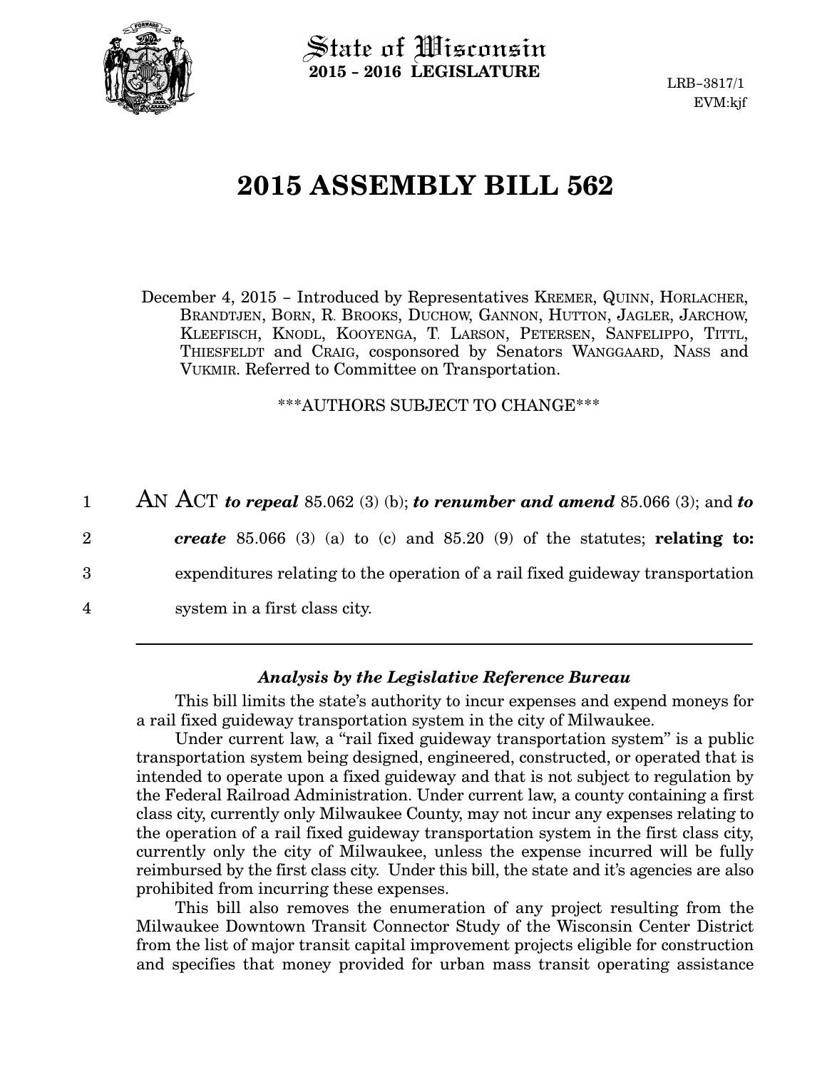State of Wisconsin
**2015 - 2016 LEGISLATURE**

LRB-3817/1
EVM:kjf

# 2015 ASSEMBLY BILL 562

December 4, 2015 – Introduced by Representatives KREMER, QUINN, HORLACHER, BRANDTJEN, BORN, R. BROOKS, DUCHOW, GANNON, HUTTON, JAGLER, JARCHOW, KLEEFISCH, KNODL, KOOYENGA, T. LARSON, PETERSEN, SANFELIPPO, TITTL, THIESFELDT and CRAIG, cosponsored by Senators WANGGAARD, NASS and VUKMIR. Referred to Committee on Transportation.

\*\*\*AUTHORS SUBJECT TO CHANGE\*\*\*

1 AN ACT ***to repeal*** 85.062 (3) (b); ***to renumber and amend*** 85.066 (3); and ***to***
2 ***create*** 85.066 (3) (a) to (c) and 85.20 (9) of the statutes; **relating to:**
3 expenditures relating to the operation of a rail fixed guideway transportation
4 system in a first class city.

---

### *Analysis by the Legislative Reference Bureau*

This bill limits the state's authority to incur expenses and expend moneys for a rail fixed guideway transportation system in the city of Milwaukee.

Under current law, a "rail fixed guideway transportation system" is a public transportation system being designed, engineered, constructed, or operated that is intended to operate upon a fixed guideway and that is not subject to regulation by the Federal Railroad Administration. Under current law, a county containing a first class city, currently only Milwaukee County, may not incur any expenses relating to the operation of a rail fixed guideway transportation system in the first class city, currently only the city of Milwaukee, unless the expense incurred will be fully reimbursed by the first class city. Under this bill, the state and it's agencies are also prohibited from incurring these expenses.

This bill also removes the enumeration of any project resulting from the Milwaukee Downtown Transit Connector Study of the Wisconsin Center District from the list of major transit capital improvement projects eligible for construction and specifies that money provided for urban mass transit operating assistance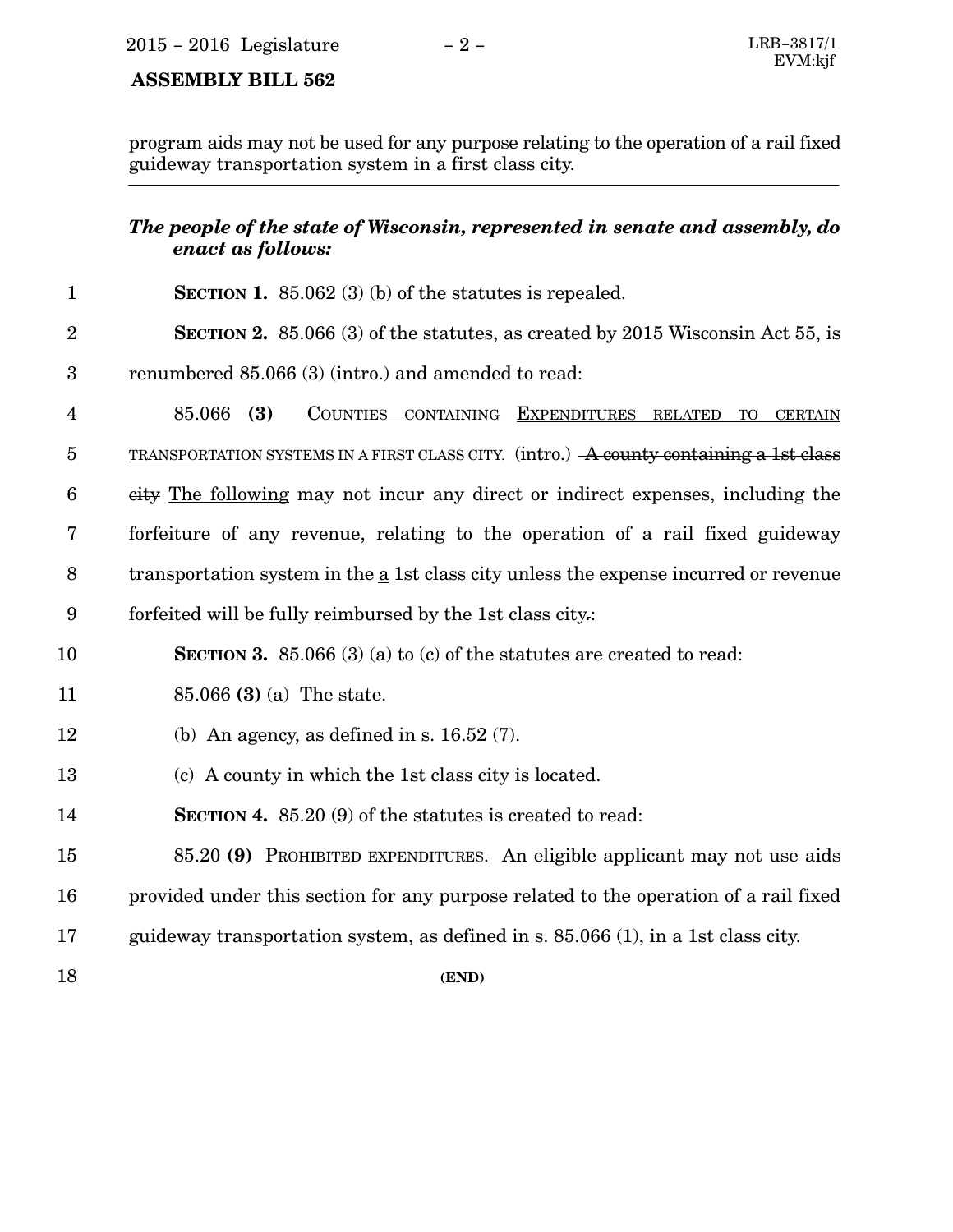program aids may not be used for any purpose relating to the operation of a rail fixed guideway transportation system in a first class city.

---

***The people of the state of Wisconsin, represented in senate and assembly, do enact as follows:***

**SECTION 1.** 85.062 (3) (b) of the statutes is repealed.

**SECTION 2.** 85.066 (3) of the statutes, as created by 2015 Wisconsin Act 55, is renumbered 85.066 (3) (intro.) and amended to read:

85.066 **(3)** ~~COUNTIES CONTAINING~~ EXPENDITURES RELATED TO CERTAIN TRANSPORTATION SYSTEMS IN A FIRST CLASS CITY. (intro.) ~~A county containing a 1st class city~~ The following may not incur any direct or indirect expenses, including the forfeiture of any revenue, relating to the operation of a rail fixed guideway transportation system in ~~the~~ a 1st class city unless the expense incurred or revenue forfeited will be fully reimbursed by the 1st class city~~.~~:

**SECTION 3.** 85.066 (3) (a) to (c) of the statutes are created to read:

85.066 **(3)** (a) The state.

(b) An agency, as defined in s. 16.52 (7).

(c) A county in which the 1st class city is located.

**SECTION 4.** 85.20 (9) of the statutes is created to read:

85.20 **(9)** PROHIBITED EXPENDITURES. An eligible applicant may not use aids provided under this section for any purpose related to the operation of a rail fixed guideway transportation system, as defined in s. 85.066 (1), in a 1st class city.

**(END)**